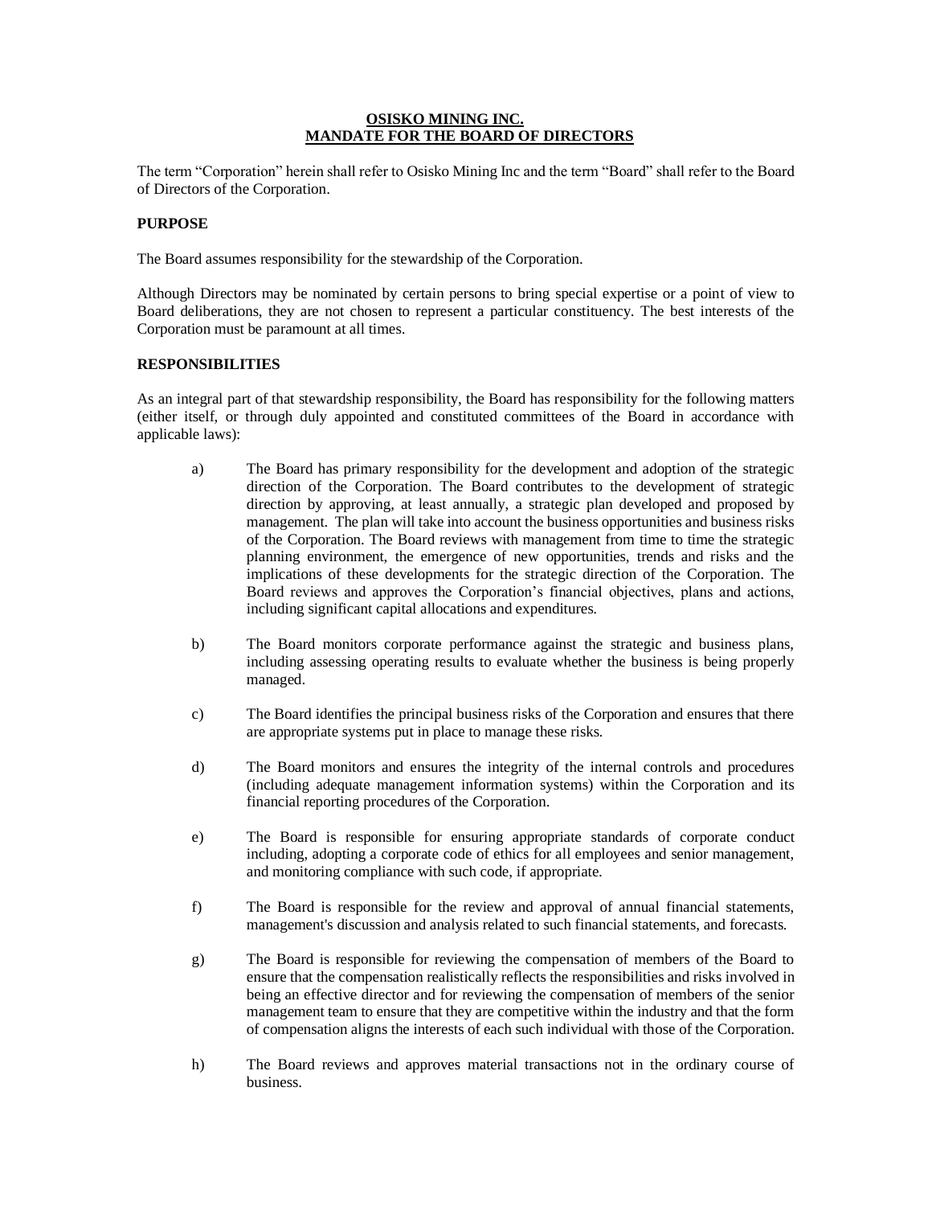# OSISKO MINING INC.
# MANDATE FOR THE BOARD OF DIRECTORS

The term "Corporation" herein shall refer to Osisko Mining Inc and the term "Board" shall refer to the Board of Directors of the Corporation.

**PURPOSE**

The Board assumes responsibility for the stewardship of the Corporation.

Although Directors may be nominated by certain persons to bring special expertise or a point of view to Board deliberations, they are not chosen to represent a particular constituency. The best interests of the Corporation must be paramount at all times.

**RESPONSIBILITIES**

As an integral part of that stewardship responsibility, the Board has responsibility for the following matters (either itself, or through duly appointed and constituted committees of the Board in accordance with applicable laws):

a) The Board has primary responsibility for the development and adoption of the strategic direction of the Corporation. The Board contributes to the development of strategic direction by approving, at least annually, a strategic plan developed and proposed by management. The plan will take into account the business opportunities and business risks of the Corporation. The Board reviews with management from time to time the strategic planning environment, the emergence of new opportunities, trends and risks and the implications of these developments for the strategic direction of the Corporation. The Board reviews and approves the Corporation's financial objectives, plans and actions, including significant capital allocations and expenditures.

b) The Board monitors corporate performance against the strategic and business plans, including assessing operating results to evaluate whether the business is being properly managed.

c) The Board identifies the principal business risks of the Corporation and ensures that there are appropriate systems put in place to manage these risks.

d) The Board monitors and ensures the integrity of the internal controls and procedures (including adequate management information systems) within the Corporation and its financial reporting procedures of the Corporation.

e) The Board is responsible for ensuring appropriate standards of corporate conduct including, adopting a corporate code of ethics for all employees and senior management, and monitoring compliance with such code, if appropriate.

f) The Board is responsible for the review and approval of annual financial statements, management's discussion and analysis related to such financial statements, and forecasts.

g) The Board is responsible for reviewing the compensation of members of the Board to ensure that the compensation realistically reflects the responsibilities and risks involved in being an effective director and for reviewing the compensation of members of the senior management team to ensure that they are competitive within the industry and that the form of compensation aligns the interests of each such individual with those of the Corporation.

h) The Board reviews and approves material transactions not in the ordinary course of business.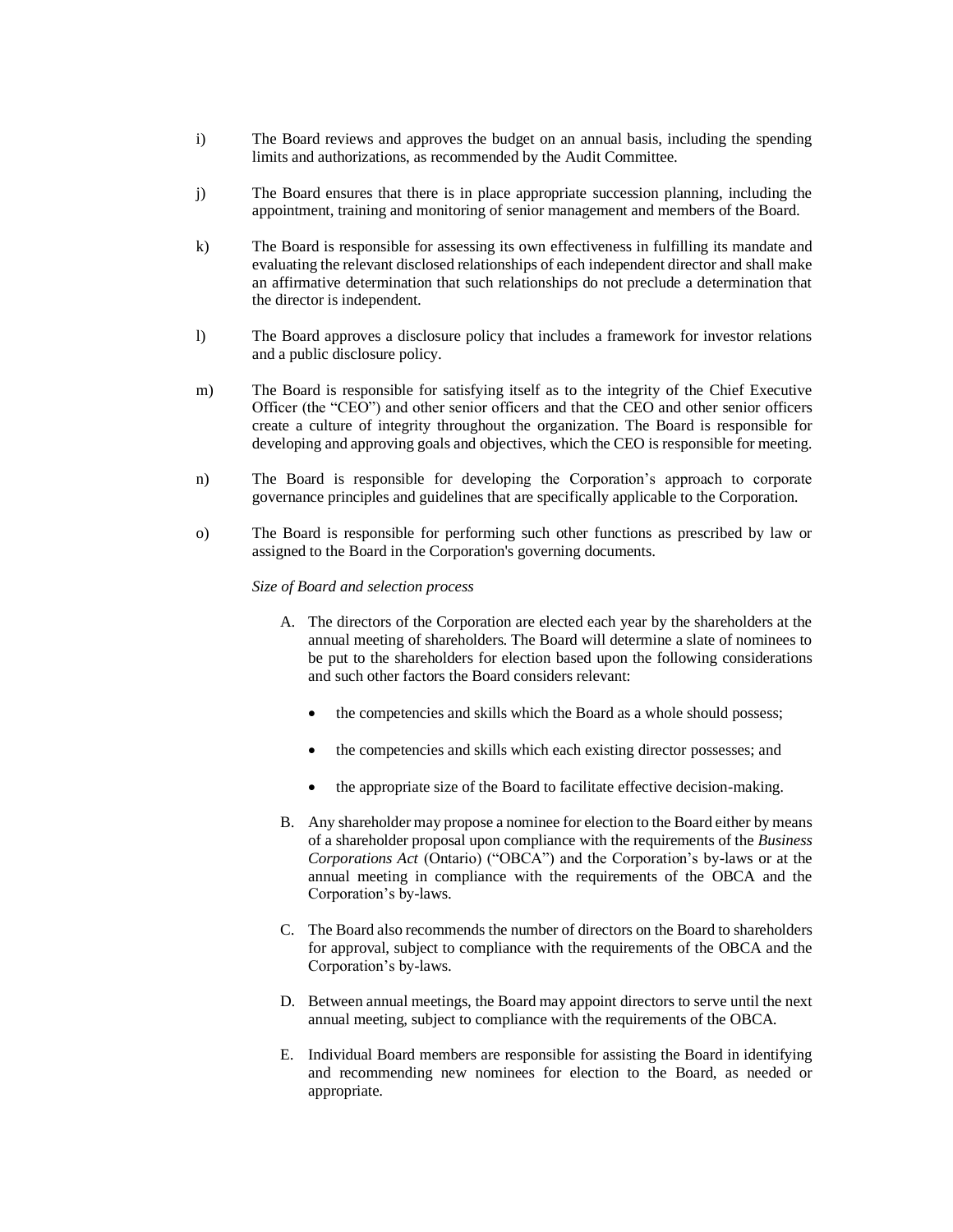i) The Board reviews and approves the budget on an annual basis, including the spending limits and authorizations, as recommended by the Audit Committee.

j) The Board ensures that there is in place appropriate succession planning, including the appointment, training and monitoring of senior management and members of the Board.

k) The Board is responsible for assessing its own effectiveness in fulfilling its mandate and evaluating the relevant disclosed relationships of each independent director and shall make an affirmative determination that such relationships do not preclude a determination that the director is independent.

l) The Board approves a disclosure policy that includes a framework for investor relations and a public disclosure policy.

m) The Board is responsible for satisfying itself as to the integrity of the Chief Executive Officer (the "CEO") and other senior officers and that the CEO and other senior officers create a culture of integrity throughout the organization. The Board is responsible for developing and approving goals and objectives, which the CEO is responsible for meeting.

n) The Board is responsible for developing the Corporation's approach to corporate governance principles and guidelines that are specifically applicable to the Corporation.

o) The Board is responsible for performing such other functions as prescribed by law or assigned to the Board in the Corporation's governing documents.

*Size of Board and selection process*

A. The directors of the Corporation are elected each year by the shareholders at the annual meeting of shareholders. The Board will determine a slate of nominees to be put to the shareholders for election based upon the following considerations and such other factors the Board considers relevant:

   - the competencies and skills which the Board as a whole should possess;
   - the competencies and skills which each existing director possesses; and
   - the appropriate size of the Board to facilitate effective decision-making.

B. Any shareholder may propose a nominee for election to the Board either by means of a shareholder proposal upon compliance with the requirements of the *Business Corporations Act* (Ontario) ("OBCA") and the Corporation's by-laws or at the annual meeting in compliance with the requirements of the OBCA and the Corporation's by-laws.

C. The Board also recommends the number of directors on the Board to shareholders for approval, subject to compliance with the requirements of the OBCA and the Corporation's by-laws.

D. Between annual meetings, the Board may appoint directors to serve until the next annual meeting, subject to compliance with the requirements of the OBCA.

E. Individual Board members are responsible for assisting the Board in identifying and recommending new nominees for election to the Board, as needed or appropriate.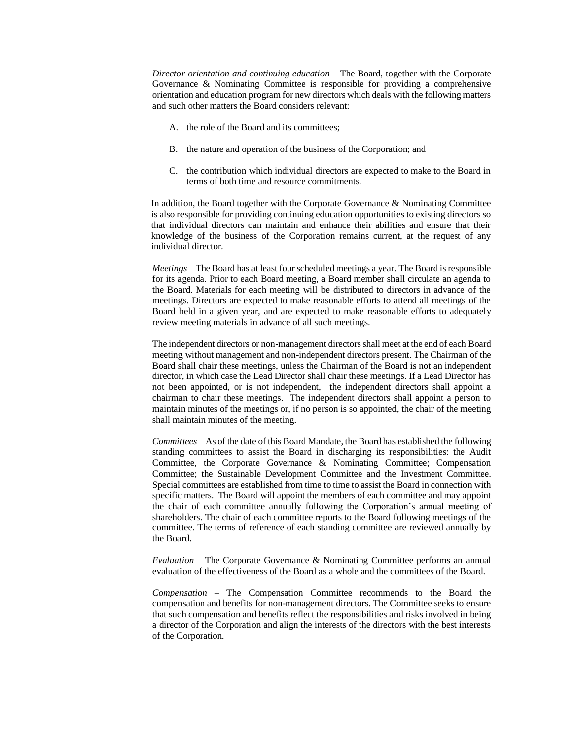*Director orientation and continuing education* – The Board, together with the Corporate Governance & Nominating Committee is responsible for providing a comprehensive orientation and education program for new directors which deals with the following matters and such other matters the Board considers relevant:

A. the role of the Board and its committees;

B. the nature and operation of the business of the Corporation; and

C. the contribution which individual directors are expected to make to the Board in terms of both time and resource commitments.

In addition, the Board together with the Corporate Governance & Nominating Committee is also responsible for providing continuing education opportunities to existing directors so that individual directors can maintain and enhance their abilities and ensure that their knowledge of the business of the Corporation remains current, at the request of any individual director.

*Meetings* – The Board has at least four scheduled meetings a year. The Board is responsible for its agenda. Prior to each Board meeting, a Board member shall circulate an agenda to the Board. Materials for each meeting will be distributed to directors in advance of the meetings. Directors are expected to make reasonable efforts to attend all meetings of the Board held in a given year, and are expected to make reasonable efforts to adequately review meeting materials in advance of all such meetings.

The independent directors or non-management directors shall meet at the end of each Board meeting without management and non-independent directors present. The Chairman of the Board shall chair these meetings, unless the Chairman of the Board is not an independent director, in which case the Lead Director shall chair these meetings. If a Lead Director has not been appointed, or is not independent, the independent directors shall appoint a chairman to chair these meetings. The independent directors shall appoint a person to maintain minutes of the meetings or, if no person is so appointed, the chair of the meeting shall maintain minutes of the meeting.

*Committees* – As of the date of this Board Mandate, the Board has established the following standing committees to assist the Board in discharging its responsibilities: the Audit Committee, the Corporate Governance & Nominating Committee; Compensation Committee; the Sustainable Development Committee and the Investment Committee. Special committees are established from time to time to assist the Board in connection with specific matters. The Board will appoint the members of each committee and may appoint the chair of each committee annually following the Corporation's annual meeting of shareholders. The chair of each committee reports to the Board following meetings of the committee. The terms of reference of each standing committee are reviewed annually by the Board.

*Evaluation* – The Corporate Governance & Nominating Committee performs an annual evaluation of the effectiveness of the Board as a whole and the committees of the Board.

*Compensation* – The Compensation Committee recommends to the Board the compensation and benefits for non-management directors. The Committee seeks to ensure that such compensation and benefits reflect the responsibilities and risks involved in being a director of the Corporation and align the interests of the directors with the best interests of the Corporation.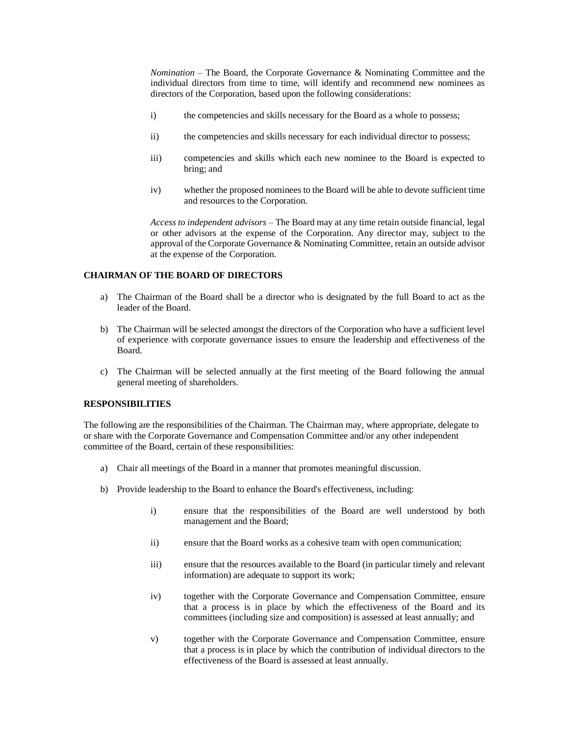*Nomination* – The Board, the Corporate Governance & Nominating Committee and the individual directors from time to time, will identify and recommend new nominees as directors of the Corporation, based upon the following considerations:

i) the competencies and skills necessary for the Board as a whole to possess;

ii) the competencies and skills necessary for each individual director to possess;

iii) competencies and skills which each new nominee to the Board is expected to bring; and

iv) whether the proposed nominees to the Board will be able to devote sufficient time and resources to the Corporation.

*Access to independent advisors* – The Board may at any time retain outside financial, legal or other advisors at the expense of the Corporation. Any director may, subject to the approval of the Corporate Governance & Nominating Committee, retain an outside advisor at the expense of the Corporation.

**CHAIRMAN OF THE BOARD OF DIRECTORS**

a) The Chairman of the Board shall be a director who is designated by the full Board to act as the leader of the Board.

b) The Chairman will be selected amongst the directors of the Corporation who have a sufficient level of experience with corporate governance issues to ensure the leadership and effectiveness of the Board.

c) The Chairman will be selected annually at the first meeting of the Board following the annual general meeting of shareholders.

**RESPONSIBILITIES**

The following are the responsibilities of the Chairman. The Chairman may, where appropriate, delegate to or share with the Corporate Governance and Compensation Committee and/or any other independent committee of the Board, certain of these responsibilities:

a) Chair all meetings of the Board in a manner that promotes meaningful discussion.

b) Provide leadership to the Board to enhance the Board's effectiveness, including:

   i) ensure that the responsibilities of the Board are well understood by both management and the Board;

   ii) ensure that the Board works as a cohesive team with open communication;

   iii) ensure that the resources available to the Board (in particular timely and relevant information) are adequate to support its work;

   iv) together with the Corporate Governance and Compensation Committee, ensure that a process is in place by which the effectiveness of the Board and its committees (including size and composition) is assessed at least annually; and

   v) together with the Corporate Governance and Compensation Committee, ensure that a process is in place by which the contribution of individual directors to the effectiveness of the Board is assessed at least annually.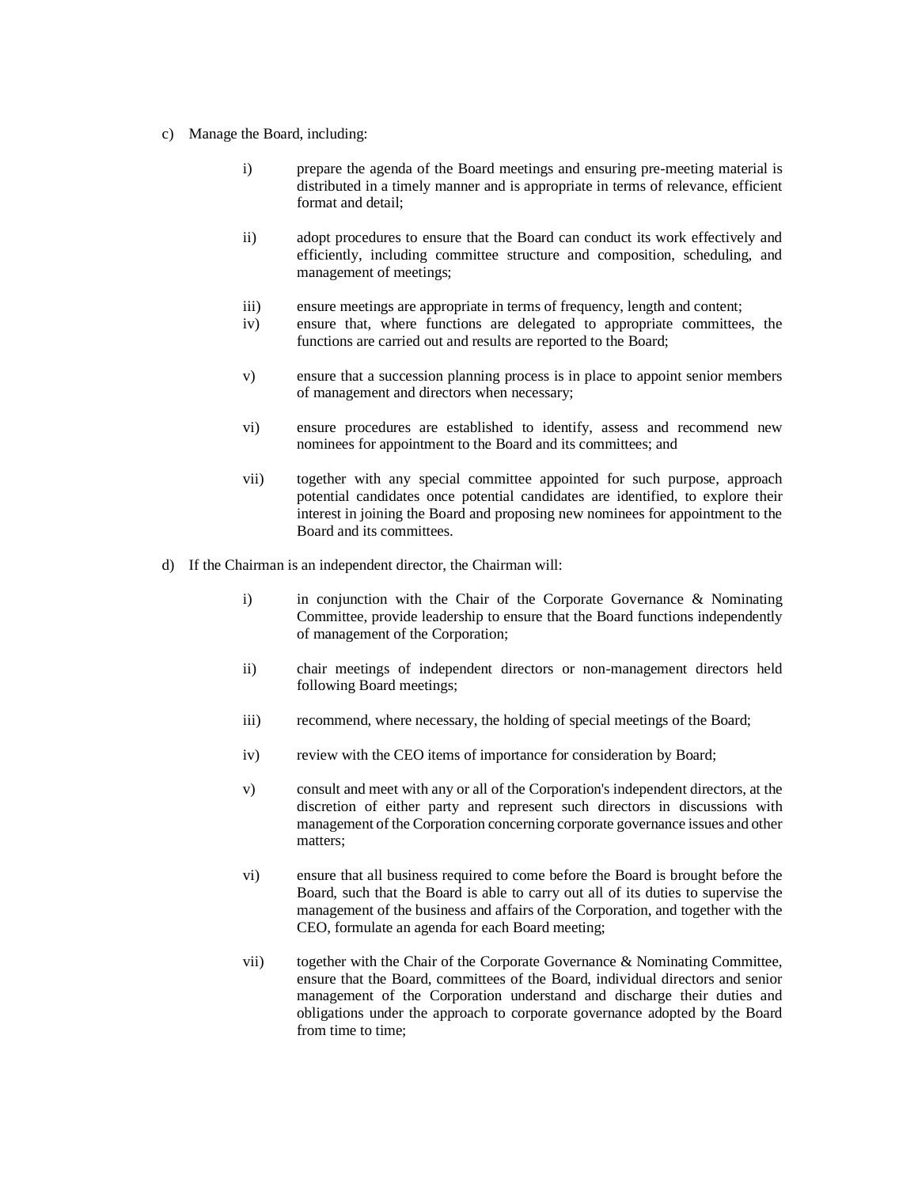c) Manage the Board, including:

   i) prepare the agenda of the Board meetings and ensuring pre-meeting material is distributed in a timely manner and is appropriate in terms of relevance, efficient format and detail;

   ii) adopt procedures to ensure that the Board can conduct its work effectively and efficiently, including committee structure and composition, scheduling, and management of meetings;

   iii) ensure meetings are appropriate in terms of frequency, length and content;

   iv) ensure that, where functions are delegated to appropriate committees, the functions are carried out and results are reported to the Board;

   v) ensure that a succession planning process is in place to appoint senior members of management and directors when necessary;

   vi) ensure procedures are established to identify, assess and recommend new nominees for appointment to the Board and its committees; and

   vii) together with any special committee appointed for such purpose, approach potential candidates once potential candidates are identified, to explore their interest in joining the Board and proposing new nominees for appointment to the Board and its committees.

d) If the Chairman is an independent director, the Chairman will:

   i) in conjunction with the Chair of the Corporate Governance & Nominating Committee, provide leadership to ensure that the Board functions independently of management of the Corporation;

   ii) chair meetings of independent directors or non-management directors held following Board meetings;

   iii) recommend, where necessary, the holding of special meetings of the Board;

   iv) review with the CEO items of importance for consideration by Board;

   v) consult and meet with any or all of the Corporation's independent directors, at the discretion of either party and represent such directors in discussions with management of the Corporation concerning corporate governance issues and other matters;

   vi) ensure that all business required to come before the Board is brought before the Board, such that the Board is able to carry out all of its duties to supervise the management of the business and affairs of the Corporation, and together with the CEO, formulate an agenda for each Board meeting;

   vii) together with the Chair of the Corporate Governance & Nominating Committee, ensure that the Board, committees of the Board, individual directors and senior management of the Corporation understand and discharge their duties and obligations under the approach to corporate governance adopted by the Board from time to time;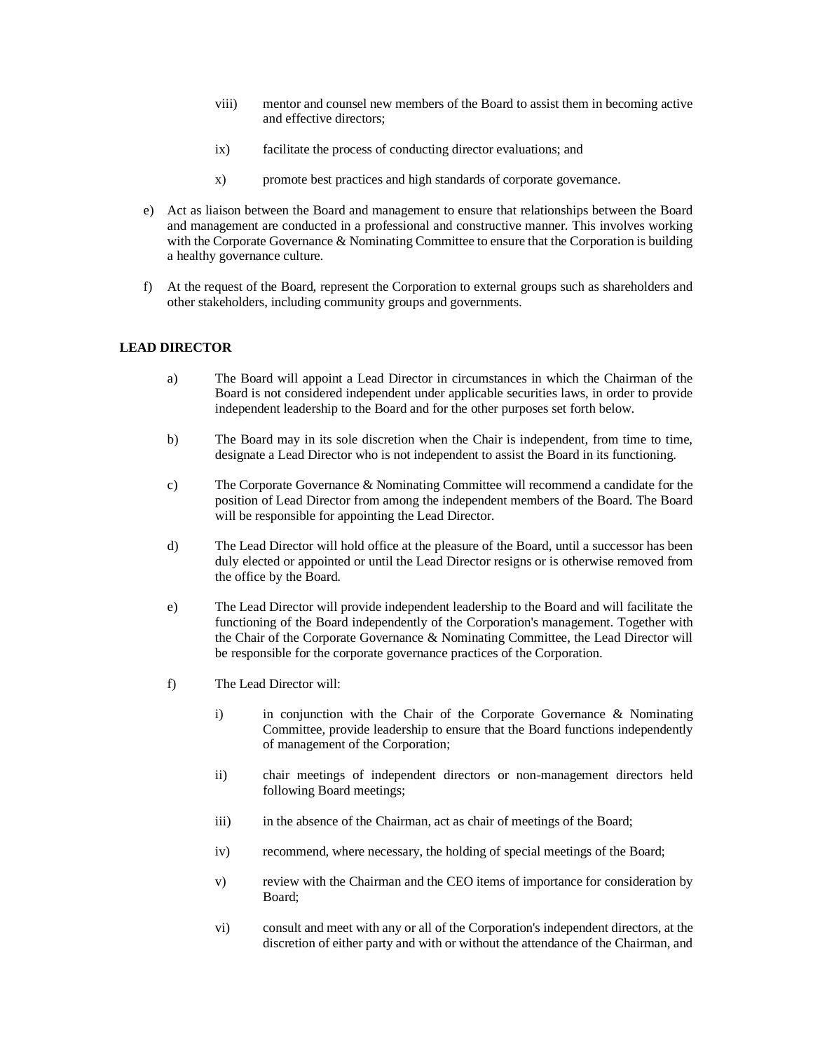viii) mentor and counsel new members of the Board to assist them in becoming active and effective directors;

ix) facilitate the process of conducting director evaluations; and

x) promote best practices and high standards of corporate governance.

e) Act as liaison between the Board and management to ensure that relationships between the Board and management are conducted in a professional and constructive manner. This involves working with the Corporate Governance & Nominating Committee to ensure that the Corporation is building a healthy governance culture.

f) At the request of the Board, represent the Corporation to external groups such as shareholders and other stakeholders, including community groups and governments.

**LEAD DIRECTOR**

a) The Board will appoint a Lead Director in circumstances in which the Chairman of the Board is not considered independent under applicable securities laws, in order to provide independent leadership to the Board and for the other purposes set forth below.

b) The Board may in its sole discretion when the Chair is independent, from time to time, designate a Lead Director who is not independent to assist the Board in its functioning.

c) The Corporate Governance & Nominating Committee will recommend a candidate for the position of Lead Director from among the independent members of the Board. The Board will be responsible for appointing the Lead Director.

d) The Lead Director will hold office at the pleasure of the Board, until a successor has been duly elected or appointed or until the Lead Director resigns or is otherwise removed from the office by the Board.

e) The Lead Director will provide independent leadership to the Board and will facilitate the functioning of the Board independently of the Corporation's management. Together with the Chair of the Corporate Governance & Nominating Committee, the Lead Director will be responsible for the corporate governance practices of the Corporation.

f) The Lead Director will:

i) in conjunction with the Chair of the Corporate Governance & Nominating Committee, provide leadership to ensure that the Board functions independently of management of the Corporation;

ii) chair meetings of independent directors or non-management directors held following Board meetings;

iii) in the absence of the Chairman, act as chair of meetings of the Board;

iv) recommend, where necessary, the holding of special meetings of the Board;

v) review with the Chairman and the CEO items of importance for consideration by Board;

vi) consult and meet with any or all of the Corporation's independent directors, at the discretion of either party and with or without the attendance of the Chairman, and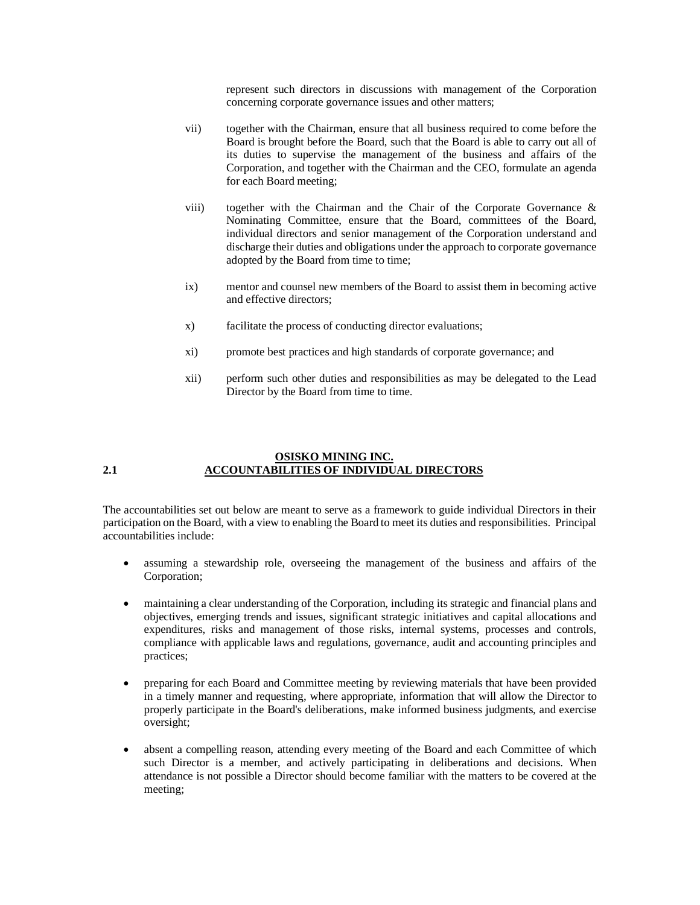represent such directors in discussions with management of the Corporation concerning corporate governance issues and other matters;

vii) together with the Chairman, ensure that all business required to come before the Board is brought before the Board, such that the Board is able to carry out all of its duties to supervise the management of the business and affairs of the Corporation, and together with the Chairman and the CEO, formulate an agenda for each Board meeting;

viii) together with the Chairman and the Chair of the Corporate Governance & Nominating Committee, ensure that the Board, committees of the Board, individual directors and senior management of the Corporation understand and discharge their duties and obligations under the approach to corporate governance adopted by the Board from time to time;

ix) mentor and counsel new members of the Board to assist them in becoming active and effective directors;

x) facilitate the process of conducting director evaluations;

xi) promote best practices and high standards of corporate governance; and

xii) perform such other duties and responsibilities as may be delegated to the Lead Director by the Board from time to time.

## OSISKO MINING INC.

## 2.1 ACCOUNTABILITIES OF INDIVIDUAL DIRECTORS

The accountabilities set out below are meant to serve as a framework to guide individual Directors in their participation on the Board, with a view to enabling the Board to meet its duties and responsibilities. Principal accountabilities include:

- assuming a stewardship role, overseeing the management of the business and affairs of the Corporation;
- maintaining a clear understanding of the Corporation, including its strategic and financial plans and objectives, emerging trends and issues, significant strategic initiatives and capital allocations and expenditures, risks and management of those risks, internal systems, processes and controls, compliance with applicable laws and regulations, governance, audit and accounting principles and practices;
- preparing for each Board and Committee meeting by reviewing materials that have been provided in a timely manner and requesting, where appropriate, information that will allow the Director to properly participate in the Board's deliberations, make informed business judgments, and exercise oversight;
- absent a compelling reason, attending every meeting of the Board and each Committee of which such Director is a member, and actively participating in deliberations and decisions. When attendance is not possible a Director should become familiar with the matters to be covered at the meeting;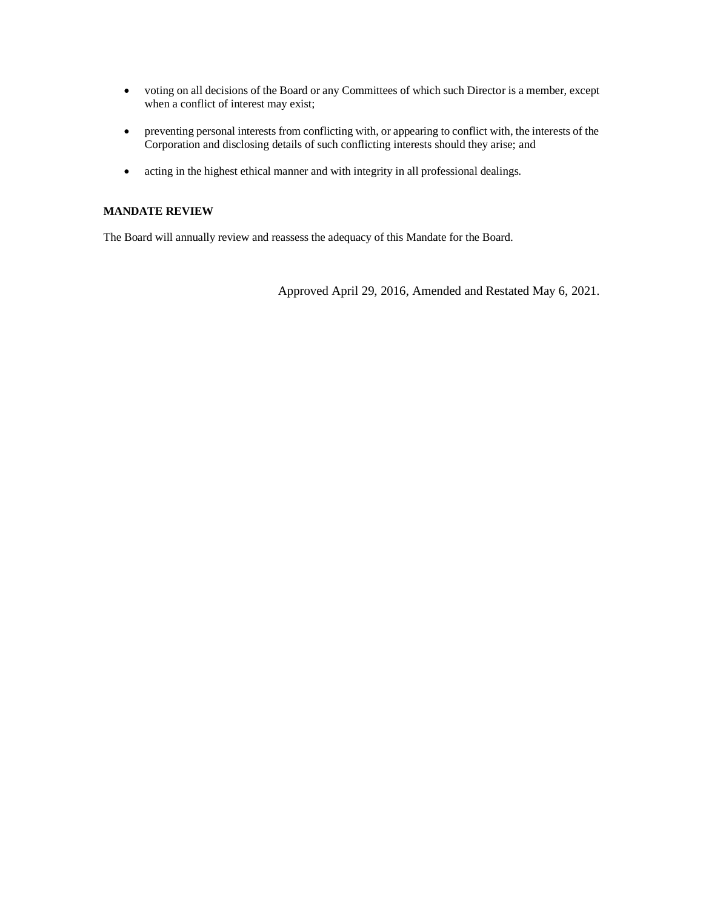- voting on all decisions of the Board or any Committees of which such Director is a member, except when a conflict of interest may exist;
- preventing personal interests from conflicting with, or appearing to conflict with, the interests of the Corporation and disclosing details of such conflicting interests should they arise; and
- acting in the highest ethical manner and with integrity in all professional dealings.

**MANDATE REVIEW**

The Board will annually review and reassess the adequacy of this Mandate for the Board.

Approved April 29, 2016, Amended and Restated May 6, 2021.